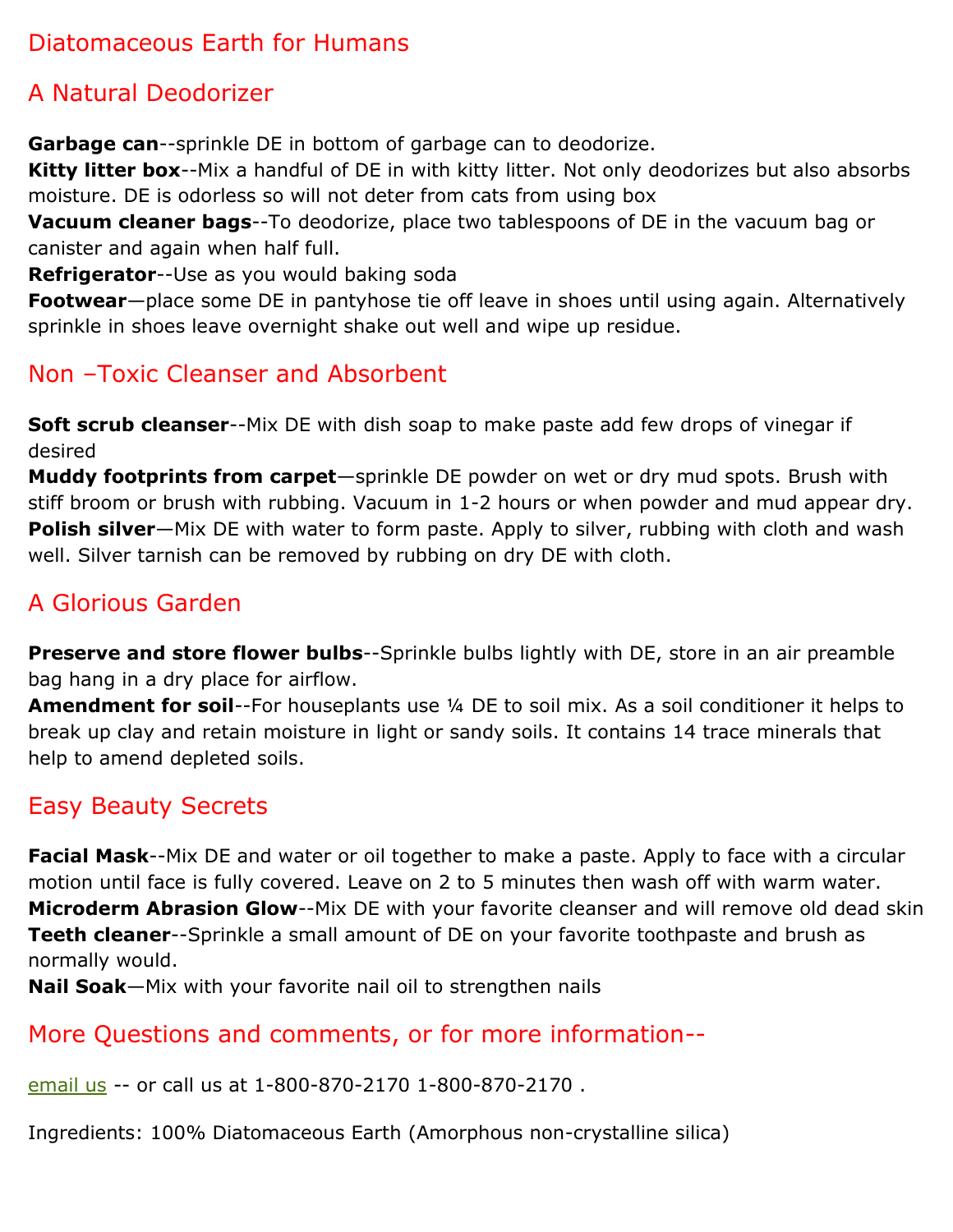# Diatomaceous Earth for Humans

## A Natural Deodorizer

**Garbage can**--sprinkle DE in bottom of garbage can to deodorize.
**Kitty litter box**--Mix a handful of DE in with kitty litter. Not only deodorizes but also absorbs moisture. DE is odorless so will not deter from cats from using box
**Vacuum cleaner bags**--To deodorize, place two tablespoons of DE in the vacuum bag or canister and again when half full.
**Refrigerator**--Use as you would baking soda
**Footwear**—place some DE in pantyhose tie off leave in shoes until using again. Alternatively sprinkle in shoes leave overnight shake out well and wipe up residue.

## Non –Toxic Cleanser and Absorbent

**Soft scrub cleanser**--Mix DE with dish soap to make paste add few drops of vinegar if desired
**Muddy footprints from carpet**—sprinkle DE powder on wet or dry mud spots. Brush with stiff broom or brush with rubbing. Vacuum in 1-2 hours or when powder and mud appear dry.
**Polish silver**—Mix DE with water to form paste. Apply to silver, rubbing with cloth and wash well. Silver tarnish can be removed by rubbing on dry DE with cloth.

## A Glorious Garden

**Preserve and store flower bulbs**--Sprinkle bulbs lightly with DE, store in an air preamble bag hang in a dry place for airflow.
**Amendment for soil**--For houseplants use ¼ DE to soil mix. As a soil conditioner it helps to break up clay and retain moisture in light or sandy soils. It contains 14 trace minerals that help to amend depleted soils.

## Easy Beauty Secrets

**Facial Mask**--Mix DE and water or oil together to make a paste. Apply to face with a circular motion until face is fully covered. Leave on 2 to 5 minutes then wash off with warm water.
**Microderm Abrasion Glow**--Mix DE with your favorite cleanser and will remove old dead skin
**Teeth cleaner**--Sprinkle a small amount of DE on your favorite toothpaste and brush as normally would.
**Nail Soak**—Mix with your favorite nail oil to strengthen nails

## More Questions and comments, or for more information--

email us -- or call us at 1-800-870-2170 1-800-870-2170 .

Ingredients: 100% Diatomaceous Earth (Amorphous non-crystalline silica)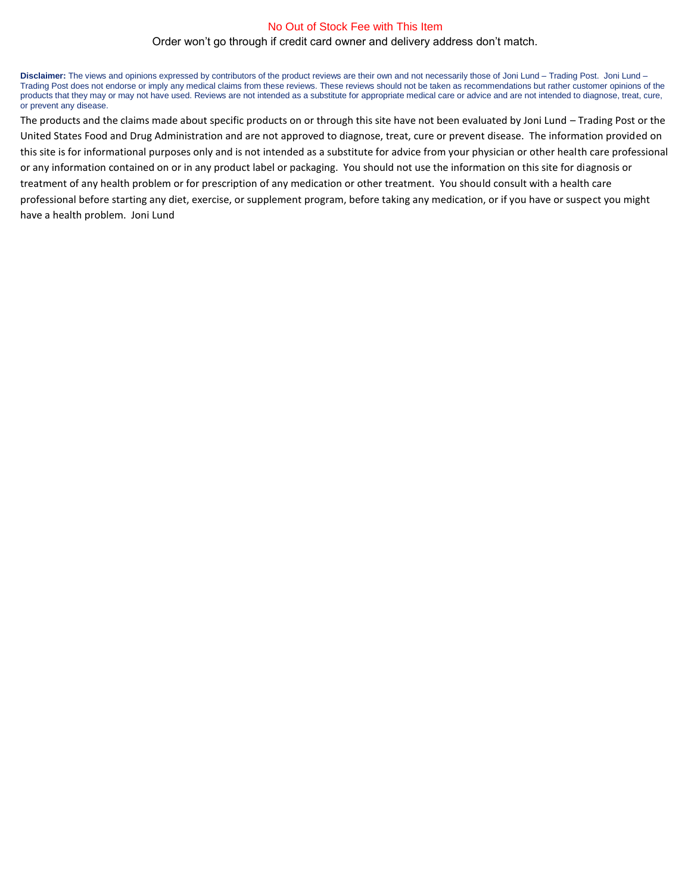No Out of Stock Fee with This Item

Order won't go through if credit card owner and delivery address don't match.

**Disclaimer:** The views and opinions expressed by contributors of the product reviews are their own and not necessarily those of Joni Lund – Trading Post. Joni Lund – Trading Post does not endorse or imply any medical claims from these reviews. These reviews should not be taken as recommendations but rather customer opinions of the products that they may or may not have used. Reviews are not intended as a substitute for appropriate medical care or advice and are not intended to diagnose, treat, cure, or prevent any disease.

The products and the claims made about specific products on or through this site have not been evaluated by Joni Lund – Trading Post or the United States Food and Drug Administration and are not approved to diagnose, treat, cure or prevent disease. The information provided on this site is for informational purposes only and is not intended as a substitute for advice from your physician or other health care professional or any information contained on or in any product label or packaging. You should not use the information on this site for diagnosis or treatment of any health problem or for prescription of any medication or other treatment. You should consult with a health care professional before starting any diet, exercise, or supplement program, before taking any medication, or if you have or suspect you might have a health problem. Joni Lund